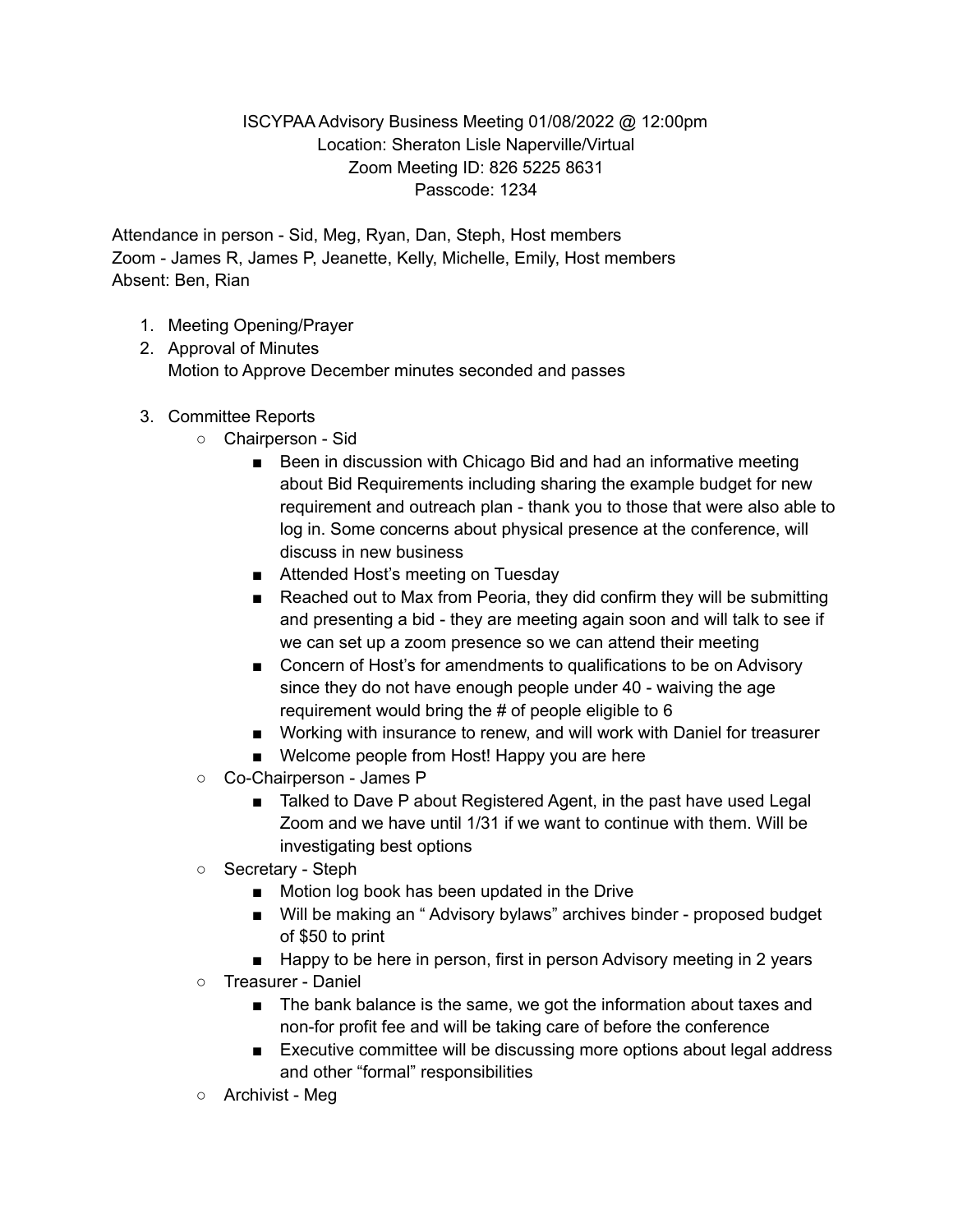ISCYPAA Advisory Business Meeting 01/08/2022 @ 12:00pm
Location: Sheraton Lisle Naperville/Virtual
Zoom Meeting ID: 826 5225 8631
Passcode: 1234

Attendance in person - Sid, Meg, Ryan, Dan, Steph, Host members
Zoom - James R, James P, Jeanette, Kelly, Michelle, Emily, Host members
Absent: Ben, Rian

1. Meeting Opening/Prayer
2. Approval of Minutes
   Motion to Approve December minutes seconded and passes
3. Committee Reports
   - Chairperson - Sid
     - Been in discussion with Chicago Bid and had an informative meeting about Bid Requirements including sharing the example budget for new requirement and outreach plan - thank you to those that were also able to log in. Some concerns about physical presence at the conference, will discuss in new business
     - Attended Host's meeting on Tuesday
     - Reached out to Max from Peoria, they did confirm they will be submitting and presenting a bid - they are meeting again soon and will talk to see if we can set up a zoom presence so we can attend their meeting
     - Concern of Host's for amendments to qualifications to be on Advisory since they do not have enough people under 40 - waiving the age requirement would bring the # of people eligible to 6
     - Working with insurance to renew, and will work with Daniel for treasurer
     - Welcome people from Host! Happy you are here
   - Co-Chairperson - James P
     - Talked to Dave P about Registered Agent, in the past have used Legal Zoom and we have until 1/31 if we want to continue with them. Will be investigating best options
   - Secretary - Steph
     - Motion log book has been updated in the Drive
     - Will be making an " Advisory bylaws" archives binder - proposed budget of $50 to print
     - Happy to be here in person, first in person Advisory meeting in 2 years
   - Treasurer - Daniel
     - The bank balance is the same, we got the information about taxes and non-for profit fee and will be taking care of before the conference
     - Executive committee will be discussing more options about legal address and other "formal" responsibilities
   - Archivist - Meg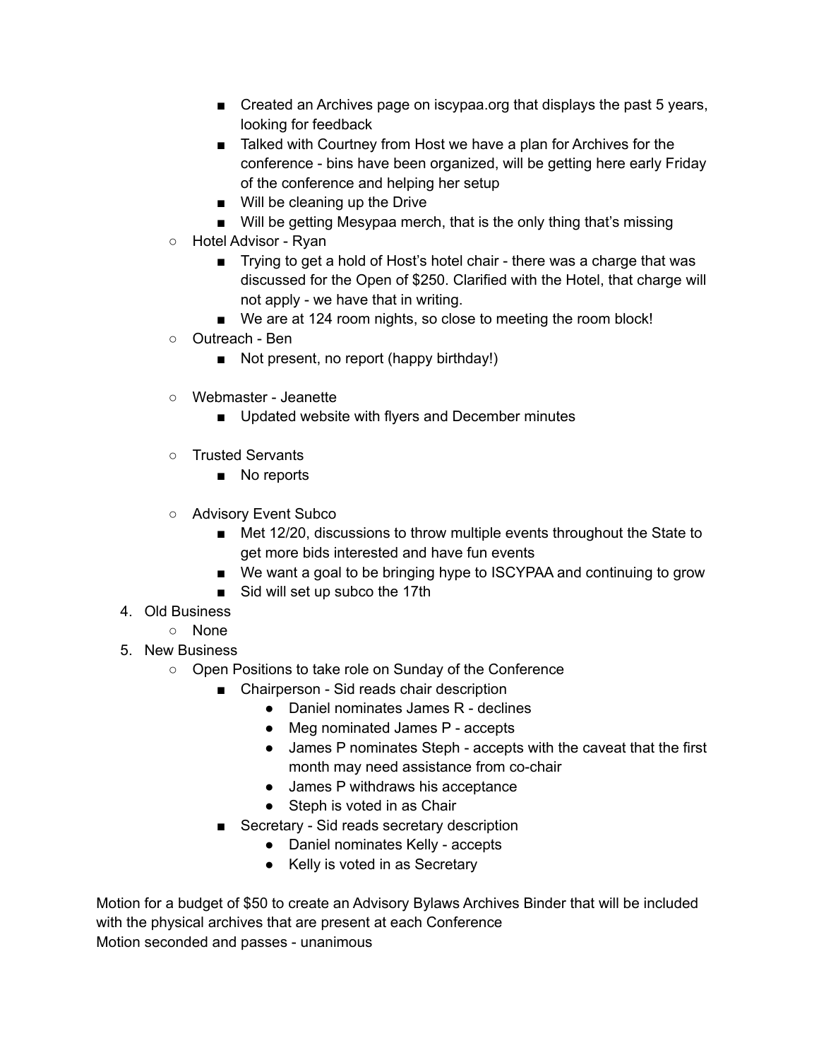- Created an Archives page on iscypaa.org that displays the past 5 years, looking for feedback
        - Talked with Courtney from Host we have a plan for Archives for the conference - bins have been organized, will be getting here early Friday of the conference and helping her setup
        - Will be cleaning up the Drive
        - Will be getting Mesypaa merch, that is the only thing that's missing
    - Hotel Advisor - Ryan
        - Trying to get a hold of Host's hotel chair - there was a charge that was discussed for the Open of $250. Clarified with the Hotel, that charge will not apply - we have that in writing.
        - We are at 124 room nights, so close to meeting the room block!
    - Outreach - Ben
        - Not present, no report (happy birthday!)
    - Webmaster - Jeanette
        - Updated website with flyers and December minutes
    - Trusted Servants
        - No reports
    - Advisory Event Subco
        - Met 12/20, discussions to throw multiple events throughout the State to get more bids interested and have fun events
        - We want a goal to be bringing hype to ISCYPAA and continuing to grow
        - Sid will set up subco the 17th

4. Old Business
    - None
5. New Business
    - Open Positions to take role on Sunday of the Conference
        - Chairperson - Sid reads chair description
            - Daniel nominates James R - declines
            - Meg nominated James P - accepts
            - James P nominates Steph - accepts with the caveat that the first month may need assistance from co-chair
            - James P withdraws his acceptance
            - Steph is voted in as Chair
        - Secretary - Sid reads secretary description
            - Daniel nominates Kelly - accepts
            - Kelly is voted in as Secretary

Motion for a budget of $50 to create an Advisory Bylaws Archives Binder that will be included with the physical archives that are present at each Conference
Motion seconded and passes - unanimous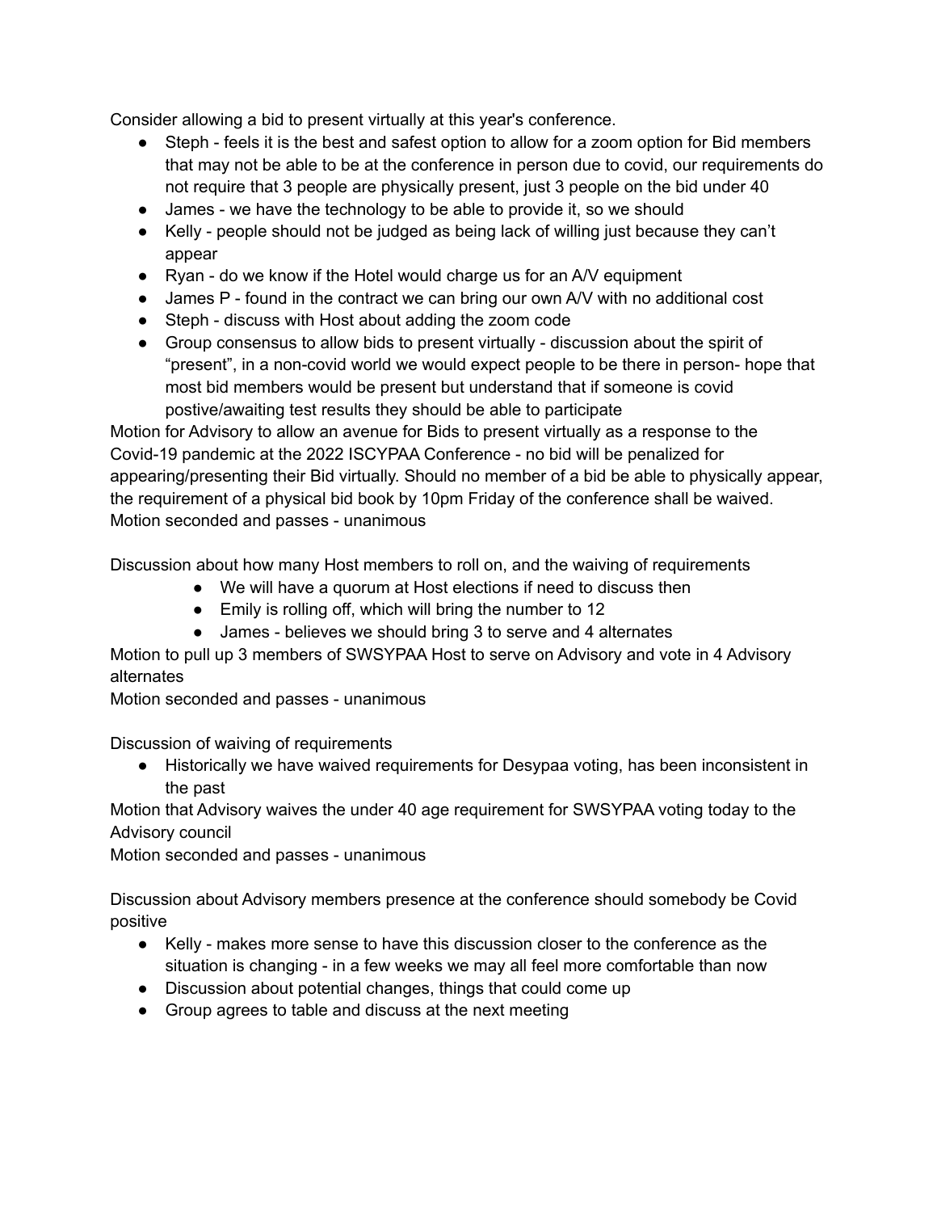Consider allowing a bid to present virtually at this year's conference.

- Steph - feels it is the best and safest option to allow for a zoom option for Bid members that may not be able to be at the conference in person due to covid, our requirements do not require that 3 people are physically present, just 3 people on the bid under 40
- James - we have the technology to be able to provide it, so we should
- Kelly - people should not be judged as being lack of willing just because they can't appear
- Ryan - do we know if the Hotel would charge us for an A/V equipment
- James P - found in the contract we can bring our own A/V with no additional cost
- Steph - discuss with Host about adding the zoom code
- Group consensus to allow bids to present virtually - discussion about the spirit of "present", in a non-covid world we would expect people to be there in person- hope that most bid members would be present but understand that if someone is covid postive/awaiting test results they should be able to participate

Motion for Advisory to allow an avenue for Bids to present virtually as a response to the Covid-19 pandemic at the 2022 ISCYPAA Conference - no bid will be penalized for appearing/presenting their Bid virtually. Should no member of a bid be able to physically appear, the requirement of a physical bid book by 10pm Friday of the conference shall be waived.
Motion seconded and passes - unanimous

Discussion about how many Host members to roll on, and the waiving of requirements

- We will have a quorum at Host elections if need to discuss then
- Emily is rolling off, which will bring the number to 12
- James - believes we should bring 3 to serve and 4 alternates

Motion to pull up 3 members of SWSYPAA Host to serve on Advisory and vote in 4 Advisory alternates
Motion seconded and passes - unanimous

Discussion of waiving of requirements

- Historically we have waived requirements for Desypaa voting, has been inconsistent in the past

Motion that Advisory waives the under 40 age requirement for SWSYPAA voting today to the Advisory council
Motion seconded and passes - unanimous

Discussion about Advisory members presence at the conference should somebody be Covid positive

- Kelly - makes more sense to have this discussion closer to the conference as the situation is changing - in a few weeks we may all feel more comfortable than now
- Discussion about potential changes, things that could come up
- Group agrees to table and discuss at the next meeting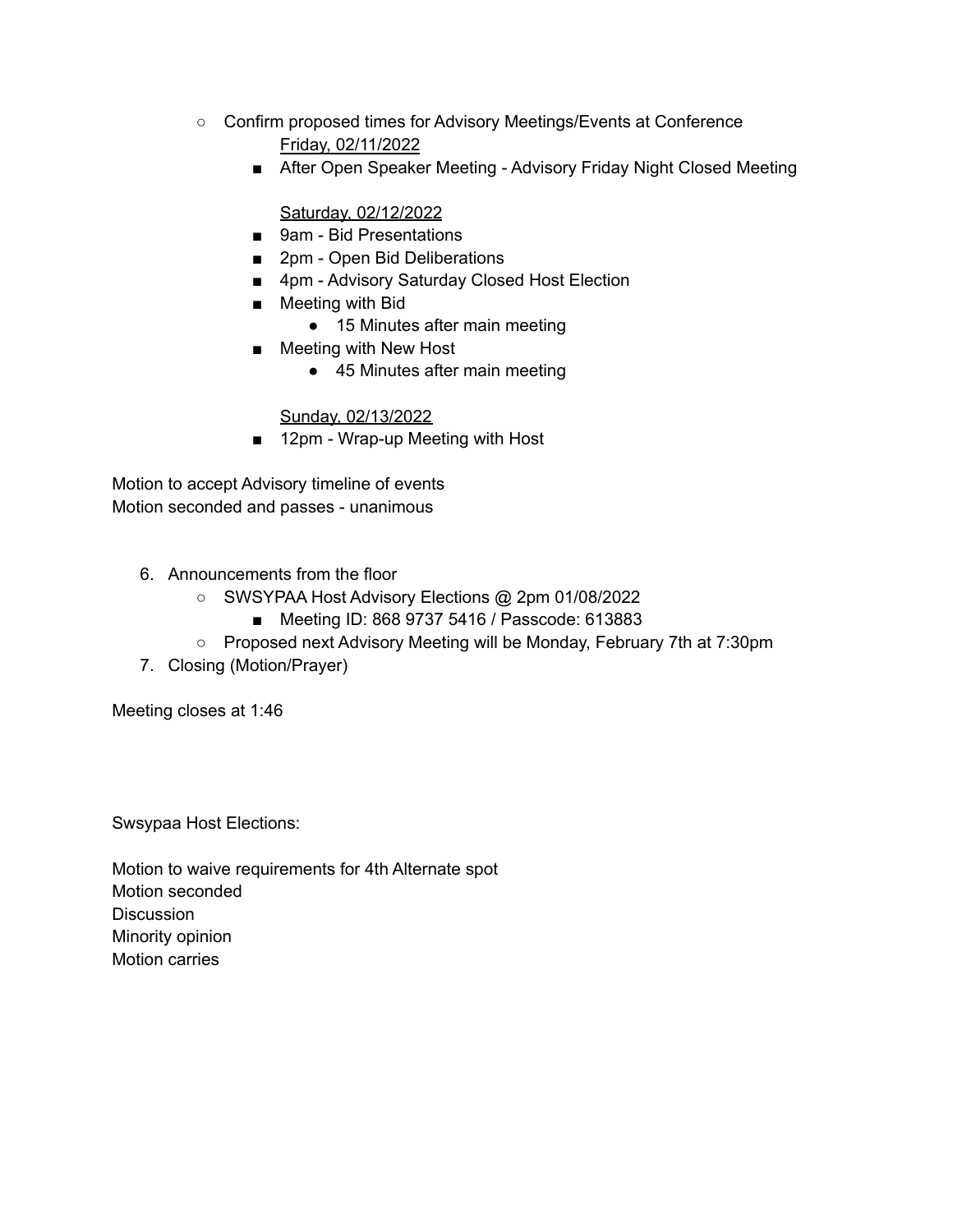- Confirm proposed times for Advisory Meetings/Events at Conference
  
  Friday, 02/11/2022
    - After Open Speaker Meeting - Advisory Friday Night Closed Meeting
  
  Saturday, 02/12/2022
    - 9am - Bid Presentations
    - 2pm - Open Bid Deliberations
    - 4pm - Advisory Saturday Closed Host Election
    - Meeting with Bid
      - 15 Minutes after main meeting
    - Meeting with New Host
      - 45 Minutes after main meeting
  
  Sunday, 02/13/2022
    - 12pm - Wrap-up Meeting with Host

Motion to accept Advisory timeline of events
Motion seconded and passes - unanimous

6. Announcements from the floor
   - SWSYPAA Host Advisory Elections @ 2pm 01/08/2022
     - Meeting ID: 868 9737 5416 / Passcode: 613883
   - Proposed next Advisory Meeting will be Monday, February 7th at 7:30pm
7. Closing (Motion/Prayer)

Meeting closes at 1:46

Swsypaa Host Elections:

Motion to waive requirements for 4th Alternate spot
Motion seconded
Discussion
Minority opinion
Motion carries